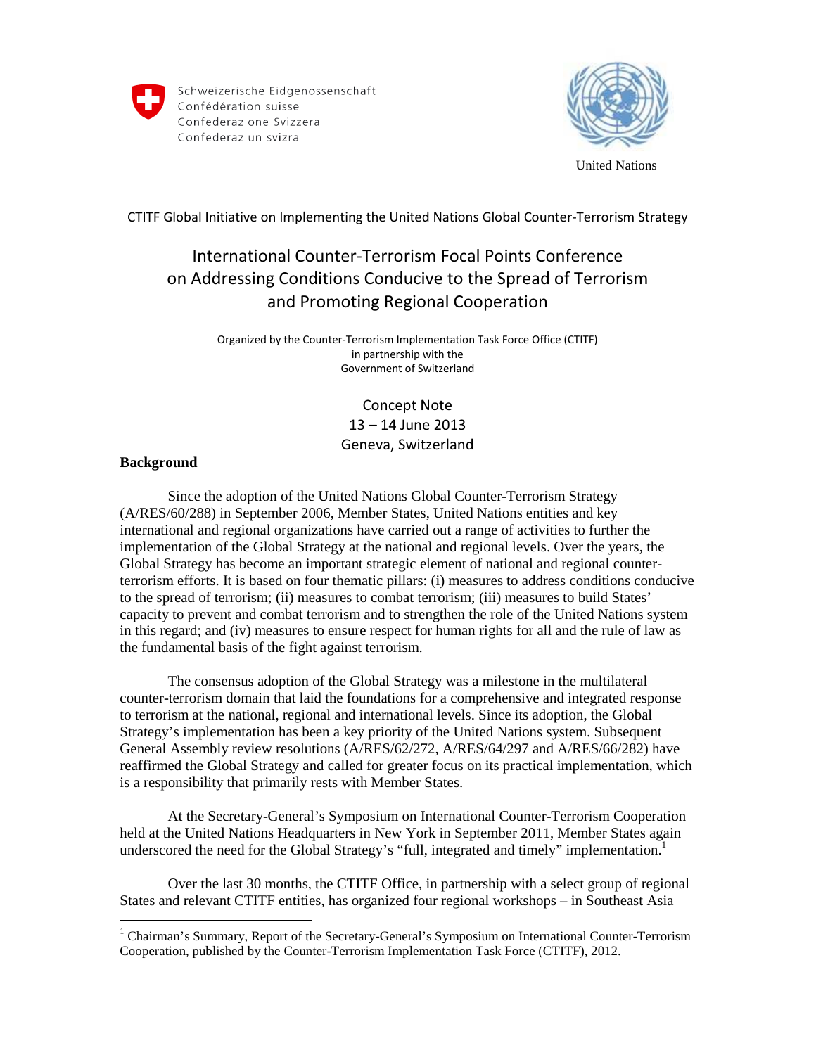Schweizerische Eidgenossenschaft
Confédération suisse
Confederazione Svizzera
Confederaziun svizra

United Nations

CTITF Global Initiative on Implementing the United Nations Global Counter-Terrorism Strategy

# International Counter-Terrorism Focal Points Conference on Addressing Conditions Conducive to the Spread of Terrorism and Promoting Regional Cooperation

Organized by the Counter-Terrorism Implementation Task Force Office (CTITF)
in partnership with the
Government of Switzerland

Concept Note
13 – 14 June 2013
Geneva, Switzerland

## Background

Since the adoption of the United Nations Global Counter-Terrorism Strategy (A/RES/60/288) in September 2006, Member States, United Nations entities and key international and regional organizations have carried out a range of activities to further the implementation of the Global Strategy at the national and regional levels. Over the years, the Global Strategy has become an important strategic element of national and regional counter-terrorism efforts. It is based on four thematic pillars: (i) measures to address conditions conducive to the spread of terrorism; (ii) measures to combat terrorism; (iii) measures to build States' capacity to prevent and combat terrorism and to strengthen the role of the United Nations system in this regard; and (iv) measures to ensure respect for human rights for all and the rule of law as the fundamental basis of the fight against terrorism.

The consensus adoption of the Global Strategy was a milestone in the multilateral counter-terrorism domain that laid the foundations for a comprehensive and integrated response to terrorism at the national, regional and international levels. Since its adoption, the Global Strategy's implementation has been a key priority of the United Nations system. Subsequent General Assembly review resolutions (A/RES/62/272, A/RES/64/297 and A/RES/66/282) have reaffirmed the Global Strategy and called for greater focus on its practical implementation, which is a responsibility that primarily rests with Member States.

At the Secretary-General's Symposium on International Counter-Terrorism Cooperation held at the United Nations Headquarters in New York in September 2011, Member States again underscored the need for the Global Strategy's "full, integrated and timely" implementation.[1]

Over the last 30 months, the CTITF Office, in partnership with a select group of regional States and relevant CTITF entities, has organized four regional workshops – in Southeast Asia

[1] Chairman's Summary, Report of the Secretary-General's Symposium on International Counter-Terrorism Cooperation, published by the Counter-Terrorism Implementation Task Force (CTITF), 2012.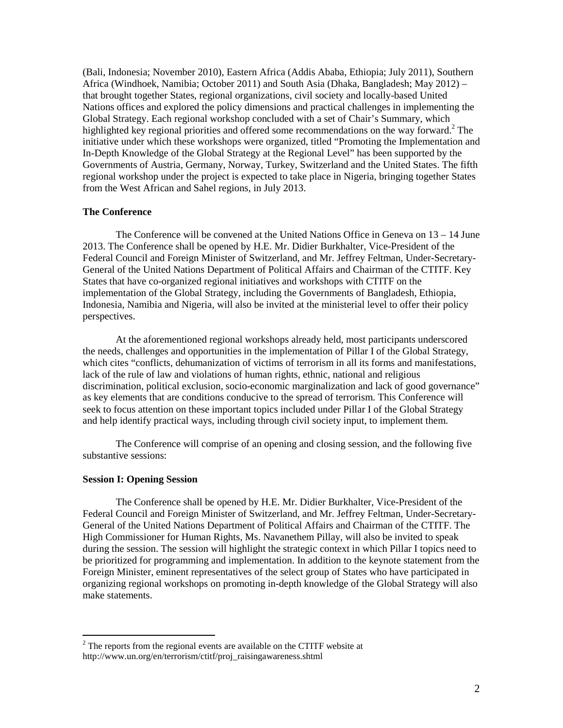(Bali, Indonesia; November 2010), Eastern Africa (Addis Ababa, Ethiopia; July 2011), Southern Africa (Windhoek, Namibia; October 2011) and South Asia (Dhaka, Bangladesh; May 2012) – that brought together States, regional organizations, civil society and locally-based United Nations offices and explored the policy dimensions and practical challenges in implementing the Global Strategy. Each regional workshop concluded with a set of Chair's Summary, which highlighted key regional priorities and offered some recommendations on the way forward.[2] The initiative under which these workshops were organized, titled "Promoting the Implementation and In-Depth Knowledge of the Global Strategy at the Regional Level" has been supported by the Governments of Austria, Germany, Norway, Turkey, Switzerland and the United States. The fifth regional workshop under the project is expected to take place in Nigeria, bringing together States from the West African and Sahel regions, in July 2013.

**The Conference**

The Conference will be convened at the United Nations Office in Geneva on 13 – 14 June 2013. The Conference shall be opened by H.E. Mr. Didier Burkhalter, Vice-President of the Federal Council and Foreign Minister of Switzerland, and Mr. Jeffrey Feltman, Under-Secretary-General of the United Nations Department of Political Affairs and Chairman of the CTITF. Key States that have co-organized regional initiatives and workshops with CTITF on the implementation of the Global Strategy, including the Governments of Bangladesh, Ethiopia, Indonesia, Namibia and Nigeria, will also be invited at the ministerial level to offer their policy perspectives.

At the aforementioned regional workshops already held, most participants underscored the needs, challenges and opportunities in the implementation of Pillar I of the Global Strategy, which cites "conflicts, dehumanization of victims of terrorism in all its forms and manifestations, lack of the rule of law and violations of human rights, ethnic, national and religious discrimination, political exclusion, socio-economic marginalization and lack of good governance" as key elements that are conditions conducive to the spread of terrorism. This Conference will seek to focus attention on these important topics included under Pillar I of the Global Strategy and help identify practical ways, including through civil society input, to implement them.

The Conference will comprise of an opening and closing session, and the following five substantive sessions:

**Session I: Opening Session**

The Conference shall be opened by H.E. Mr. Didier Burkhalter, Vice-President of the Federal Council and Foreign Minister of Switzerland, and Mr. Jeffrey Feltman, Under-Secretary-General of the United Nations Department of Political Affairs and Chairman of the CTITF. The High Commissioner for Human Rights, Ms. Navanethem Pillay, will also be invited to speak during the session. The session will highlight the strategic context in which Pillar I topics need to be prioritized for programming and implementation. In addition to the keynote statement from the Foreign Minister, eminent representatives of the select group of States who have participated in organizing regional workshops on promoting in-depth knowledge of the Global Strategy will also make statements.

[2] The reports from the regional events are available on the CTITF website at http://www.un.org/en/terrorism/ctitf/proj_raisingawareness.shtml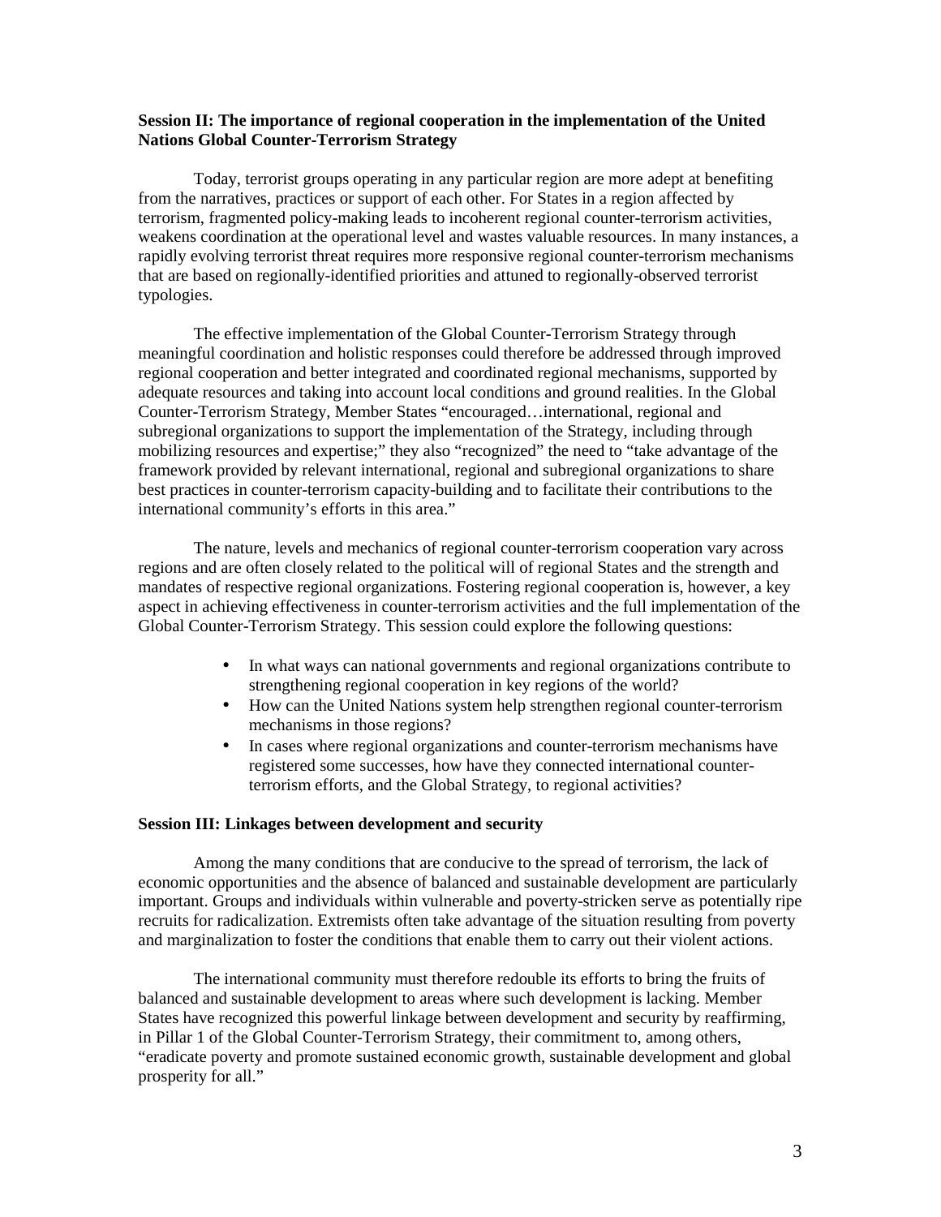**Session II: The importance of regional cooperation in the implementation of the United Nations Global Counter-Terrorism Strategy**

Today, terrorist groups operating in any particular region are more adept at benefiting from the narratives, practices or support of each other. For States in a region affected by terrorism, fragmented policy-making leads to incoherent regional counter-terrorism activities, weakens coordination at the operational level and wastes valuable resources. In many instances, a rapidly evolving terrorist threat requires more responsive regional counter-terrorism mechanisms that are based on regionally-identified priorities and attuned to regionally-observed terrorist typologies.

The effective implementation of the Global Counter-Terrorism Strategy through meaningful coordination and holistic responses could therefore be addressed through improved regional cooperation and better integrated and coordinated regional mechanisms, supported by adequate resources and taking into account local conditions and ground realities. In the Global Counter-Terrorism Strategy, Member States "encouraged…international, regional and subregional organizations to support the implementation of the Strategy, including through mobilizing resources and expertise;" they also "recognized" the need to "take advantage of the framework provided by relevant international, regional and subregional organizations to share best practices in counter-terrorism capacity-building and to facilitate their contributions to the international community's efforts in this area."

The nature, levels and mechanics of regional counter-terrorism cooperation vary across regions and are often closely related to the political will of regional States and the strength and mandates of respective regional organizations. Fostering regional cooperation is, however, a key aspect in achieving effectiveness in counter-terrorism activities and the full implementation of the Global Counter-Terrorism Strategy. This session could explore the following questions:

- In what ways can national governments and regional organizations contribute to strengthening regional cooperation in key regions of the world?
- How can the United Nations system help strengthen regional counter-terrorism mechanisms in those regions?
- In cases where regional organizations and counter-terrorism mechanisms have registered some successes, how have they connected international counter-terrorism efforts, and the Global Strategy, to regional activities?

**Session III: Linkages between development and security**

Among the many conditions that are conducive to the spread of terrorism, the lack of economic opportunities and the absence of balanced and sustainable development are particularly important. Groups and individuals within vulnerable and poverty-stricken serve as potentially ripe recruits for radicalization. Extremists often take advantage of the situation resulting from poverty and marginalization to foster the conditions that enable them to carry out their violent actions.

The international community must therefore redouble its efforts to bring the fruits of balanced and sustainable development to areas where such development is lacking. Member States have recognized this powerful linkage between development and security by reaffirming, in Pillar 1 of the Global Counter-Terrorism Strategy, their commitment to, among others, "eradicate poverty and promote sustained economic growth, sustainable development and global prosperity for all."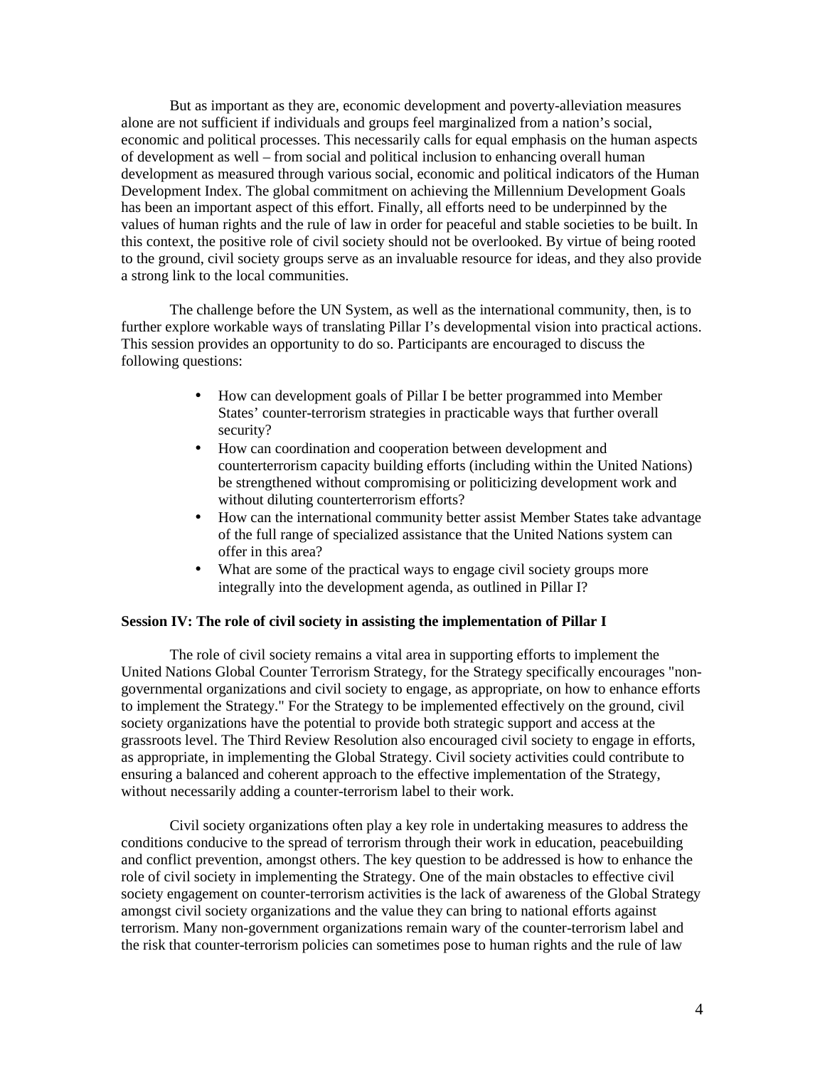But as important as they are, economic development and poverty-alleviation measures alone are not sufficient if individuals and groups feel marginalized from a nation's social, economic and political processes. This necessarily calls for equal emphasis on the human aspects of development as well – from social and political inclusion to enhancing overall human development as measured through various social, economic and political indicators of the Human Development Index. The global commitment on achieving the Millennium Development Goals has been an important aspect of this effort. Finally, all efforts need to be underpinned by the values of human rights and the rule of law in order for peaceful and stable societies to be built. In this context, the positive role of civil society should not be overlooked. By virtue of being rooted to the ground, civil society groups serve as an invaluable resource for ideas, and they also provide a strong link to the local communities.

The challenge before the UN System, as well as the international community, then, is to further explore workable ways of translating Pillar I's developmental vision into practical actions. This session provides an opportunity to do so. Participants are encouraged to discuss the following questions:

- How can development goals of Pillar I be better programmed into Member States' counter-terrorism strategies in practicable ways that further overall security?
- How can coordination and cooperation between development and counterterrorism capacity building efforts (including within the United Nations) be strengthened without compromising or politicizing development work and without diluting counterterrorism efforts?
- How can the international community better assist Member States take advantage of the full range of specialized assistance that the United Nations system can offer in this area?
- What are some of the practical ways to engage civil society groups more integrally into the development agenda, as outlined in Pillar I?

**Session IV: The role of civil society in assisting the implementation of Pillar I**

The role of civil society remains a vital area in supporting efforts to implement the United Nations Global Counter Terrorism Strategy, for the Strategy specifically encourages "non-governmental organizations and civil society to engage, as appropriate, on how to enhance efforts to implement the Strategy." For the Strategy to be implemented effectively on the ground, civil society organizations have the potential to provide both strategic support and access at the grassroots level. The Third Review Resolution also encouraged civil society to engage in efforts, as appropriate, in implementing the Global Strategy. Civil society activities could contribute to ensuring a balanced and coherent approach to the effective implementation of the Strategy, without necessarily adding a counter-terrorism label to their work.

Civil society organizations often play a key role in undertaking measures to address the conditions conducive to the spread of terrorism through their work in education, peacebuilding and conflict prevention, amongst others. The key question to be addressed is how to enhance the role of civil society in implementing the Strategy. One of the main obstacles to effective civil society engagement on counter-terrorism activities is the lack of awareness of the Global Strategy amongst civil society organizations and the value they can bring to national efforts against terrorism. Many non-government organizations remain wary of the counter-terrorism label and the risk that counter-terrorism policies can sometimes pose to human rights and the rule of law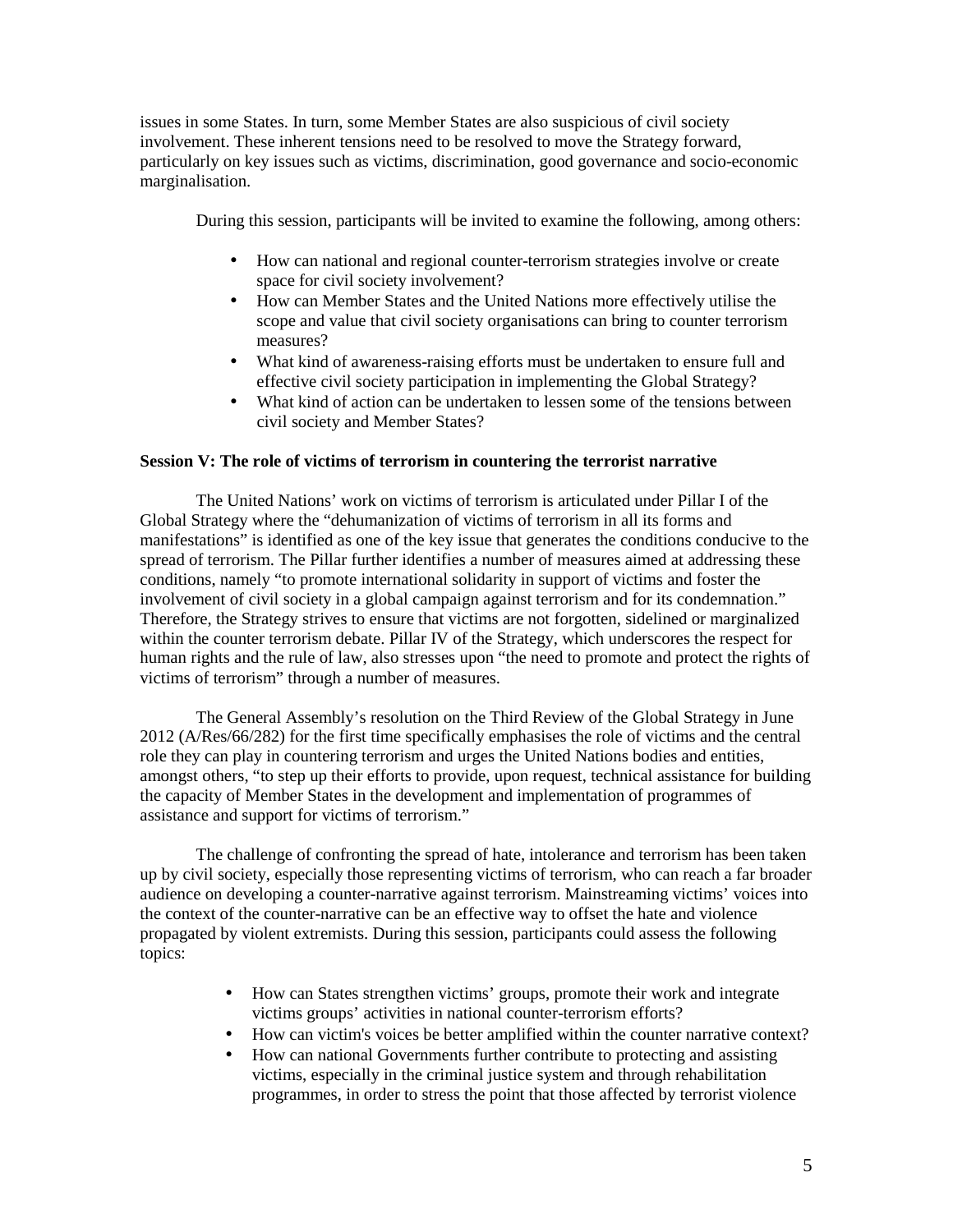issues in some States. In turn, some Member States are also suspicious of civil society involvement. These inherent tensions need to be resolved to move the Strategy forward, particularly on key issues such as victims, discrimination, good governance and socio-economic marginalisation.

During this session, participants will be invited to examine the following, among others:

- How can national and regional counter-terrorism strategies involve or create space for civil society involvement?
- How can Member States and the United Nations more effectively utilise the scope and value that civil society organisations can bring to counter terrorism measures?
- What kind of awareness-raising efforts must be undertaken to ensure full and effective civil society participation in implementing the Global Strategy?
- What kind of action can be undertaken to lessen some of the tensions between civil society and Member States?

**Session V: The role of victims of terrorism in countering the terrorist narrative**

The United Nations' work on victims of terrorism is articulated under Pillar I of the Global Strategy where the "dehumanization of victims of terrorism in all its forms and manifestations" is identified as one of the key issue that generates the conditions conducive to the spread of terrorism. The Pillar further identifies a number of measures aimed at addressing these conditions, namely "to promote international solidarity in support of victims and foster the involvement of civil society in a global campaign against terrorism and for its condemnation." Therefore, the Strategy strives to ensure that victims are not forgotten, sidelined or marginalized within the counter terrorism debate. Pillar IV of the Strategy, which underscores the respect for human rights and the rule of law, also stresses upon "the need to promote and protect the rights of victims of terrorism" through a number of measures.

The General Assembly's resolution on the Third Review of the Global Strategy in June 2012 (A/Res/66/282) for the first time specifically emphasises the role of victims and the central role they can play in countering terrorism and urges the United Nations bodies and entities, amongst others, "to step up their efforts to provide, upon request, technical assistance for building the capacity of Member States in the development and implementation of programmes of assistance and support for victims of terrorism."

The challenge of confronting the spread of hate, intolerance and terrorism has been taken up by civil society, especially those representing victims of terrorism, who can reach a far broader audience on developing a counter-narrative against terrorism. Mainstreaming victims' voices into the context of the counter-narrative can be an effective way to offset the hate and violence propagated by violent extremists. During this session, participants could assess the following topics:

- How can States strengthen victims' groups, promote their work and integrate victims groups' activities in national counter-terrorism efforts?
- How can victim's voices be better amplified within the counter narrative context?
- How can national Governments further contribute to protecting and assisting victims, especially in the criminal justice system and through rehabilitation programmes, in order to stress the point that those affected by terrorist violence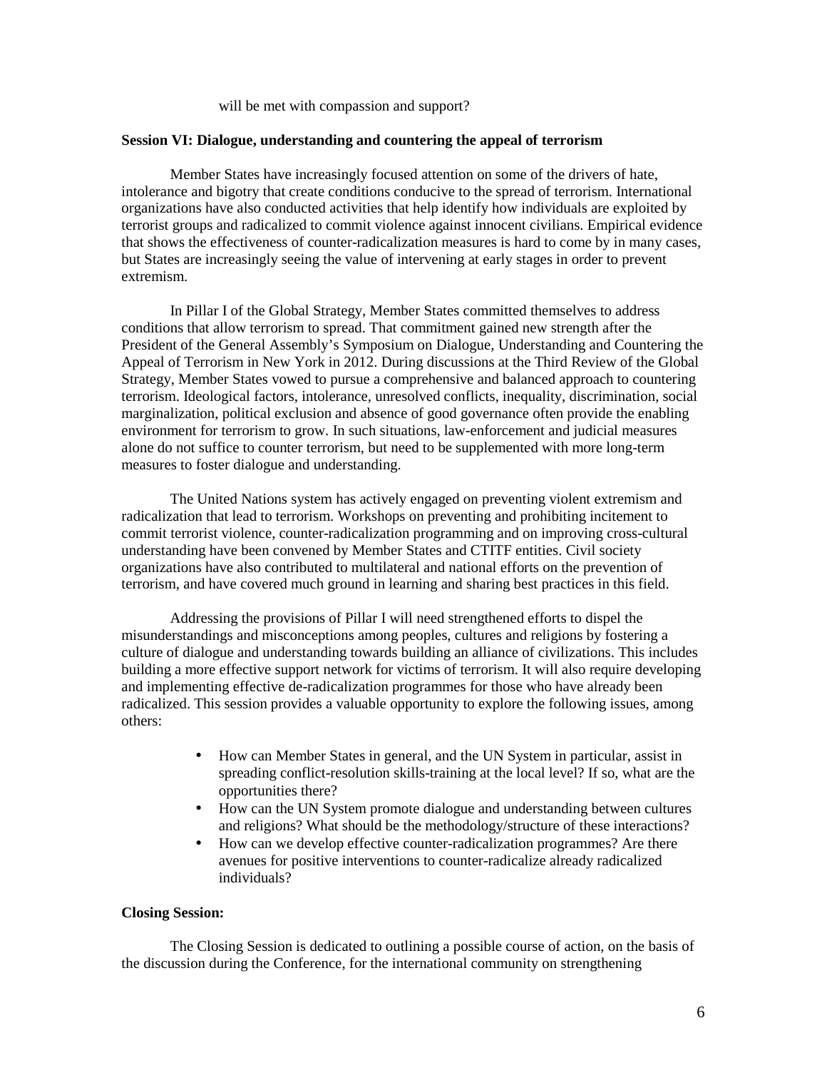will be met with compassion and support?

**Session VI: Dialogue, understanding and countering the appeal of terrorism**

Member States have increasingly focused attention on some of the drivers of hate, intolerance and bigotry that create conditions conducive to the spread of terrorism. International organizations have also conducted activities that help identify how individuals are exploited by terrorist groups and radicalized to commit violence against innocent civilians. Empirical evidence that shows the effectiveness of counter-radicalization measures is hard to come by in many cases, but States are increasingly seeing the value of intervening at early stages in order to prevent extremism.

In Pillar I of the Global Strategy, Member States committed themselves to address conditions that allow terrorism to spread. That commitment gained new strength after the President of the General Assembly's Symposium on Dialogue, Understanding and Countering the Appeal of Terrorism in New York in 2012. During discussions at the Third Review of the Global Strategy, Member States vowed to pursue a comprehensive and balanced approach to countering terrorism. Ideological factors, intolerance, unresolved conflicts, inequality, discrimination, social marginalization, political exclusion and absence of good governance often provide the enabling environment for terrorism to grow. In such situations, law-enforcement and judicial measures alone do not suffice to counter terrorism, but need to be supplemented with more long-term measures to foster dialogue and understanding.

The United Nations system has actively engaged on preventing violent extremism and radicalization that lead to terrorism. Workshops on preventing and prohibiting incitement to commit terrorist violence, counter-radicalization programming and on improving cross-cultural understanding have been convened by Member States and CTITF entities. Civil society organizations have also contributed to multilateral and national efforts on the prevention of terrorism, and have covered much ground in learning and sharing best practices in this field.

Addressing the provisions of Pillar I will need strengthened efforts to dispel the misunderstandings and misconceptions among peoples, cultures and religions by fostering a culture of dialogue and understanding towards building an alliance of civilizations. This includes building a more effective support network for victims of terrorism. It will also require developing and implementing effective de-radicalization programmes for those who have already been radicalized. This session provides a valuable opportunity to explore the following issues, among others:

- How can Member States in general, and the UN System in particular, assist in spreading conflict-resolution skills-training at the local level? If so, what are the opportunities there?
- How can the UN System promote dialogue and understanding between cultures and religions? What should be the methodology/structure of these interactions?
- How can we develop effective counter-radicalization programmes? Are there avenues for positive interventions to counter-radicalize already radicalized individuals?

**Closing Session:**

The Closing Session is dedicated to outlining a possible course of action, on the basis of the discussion during the Conference, for the international community on strengthening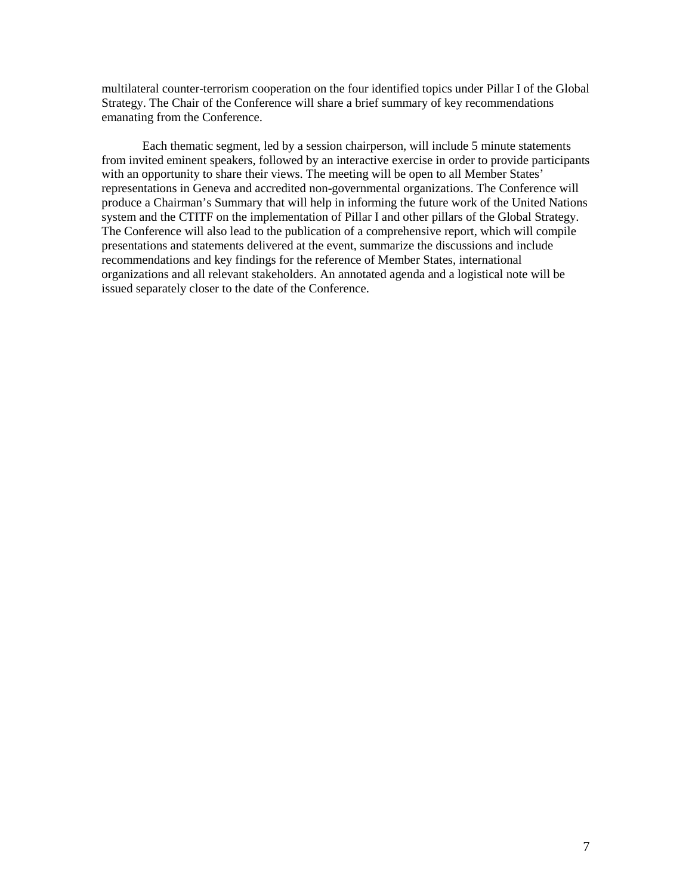multilateral counter-terrorism cooperation on the four identified topics under Pillar I of the Global Strategy. The Chair of the Conference will share a brief summary of key recommendations emanating from the Conference.

Each thematic segment, led by a session chairperson, will include 5 minute statements from invited eminent speakers, followed by an interactive exercise in order to provide participants with an opportunity to share their views. The meeting will be open to all Member States' representations in Geneva and accredited non-governmental organizations. The Conference will produce a Chairman's Summary that will help in informing the future work of the United Nations system and the CTITF on the implementation of Pillar I and other pillars of the Global Strategy. The Conference will also lead to the publication of a comprehensive report, which will compile presentations and statements delivered at the event, summarize the discussions and include recommendations and key findings for the reference of Member States, international organizations and all relevant stakeholders. An annotated agenda and a logistical note will be issued separately closer to the date of the Conference.